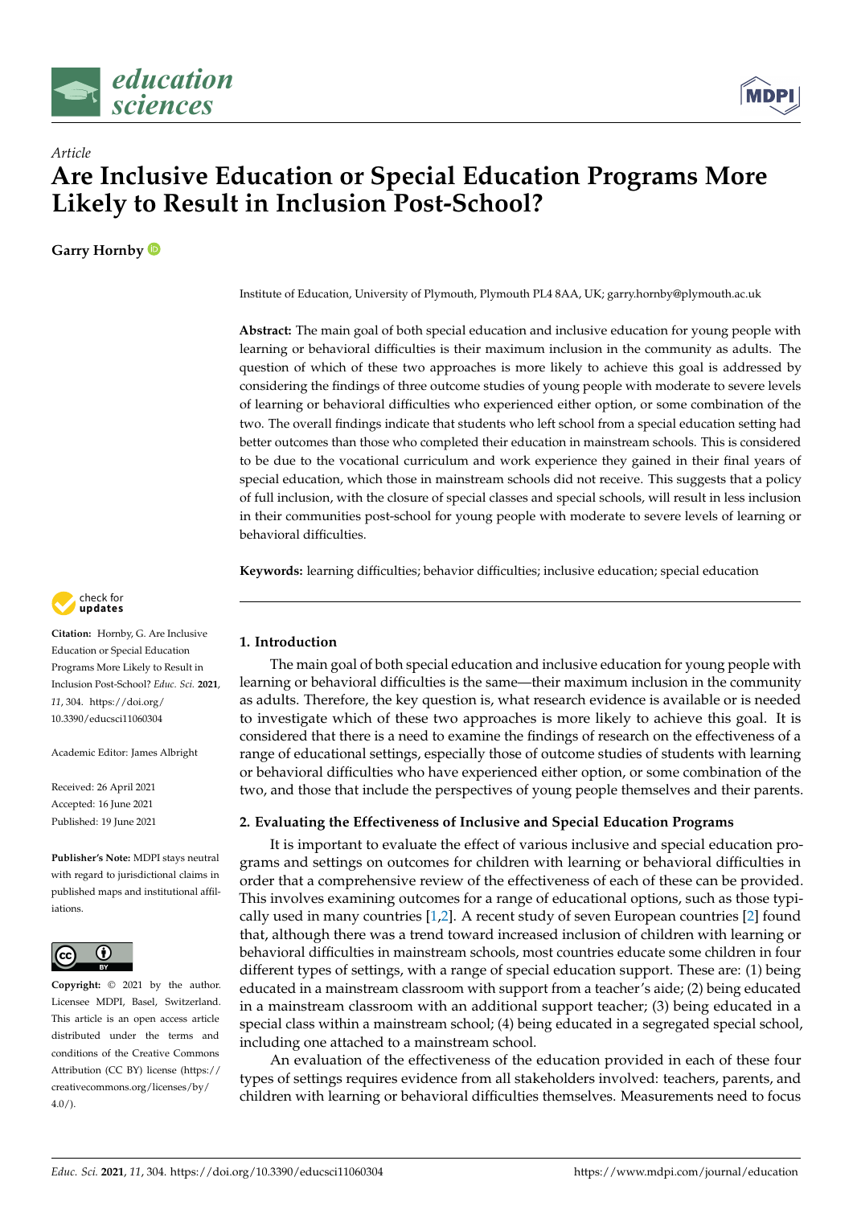*Article*

# Are Inclusive Education or Special Education Programs More Likely to Result in Inclusion Post-School?

**Garry Hornby**

Institute of Education, University of Plymouth, Plymouth PL4 8AA, UK; garry.hornby@plymouth.ac.uk

**Abstract:** The main goal of both special education and inclusive education for young people with learning or behavioral difficulties is their maximum inclusion in the community as adults. The question of which of these two approaches is more likely to achieve this goal is addressed by considering the findings of three outcome studies of young people with moderate to severe levels of learning or behavioral difficulties who experienced either option, or some combination of the two. The overall findings indicate that students who left school from a special education setting had better outcomes than those who completed their education in mainstream schools. This is considered to be due to the vocational curriculum and work experience they gained in their final years of special education, which those in mainstream schools did not receive. This suggests that a policy of full inclusion, with the closure of special classes and special schools, will result in less inclusion in their communities post-school for young people with moderate to severe levels of learning or behavioral difficulties.

**Keywords:** learning difficulties; behavior difficulties; inclusive education; special education

**Citation:** Hornby, G. Are Inclusive Education or Special Education Programs More Likely to Result in Inclusion Post-School? *Educ. Sci.* **2021**, *11*, 304. https://doi.org/10.3390/educsci11060304

Academic Editor: James Albright

Received: 26 April 2021
Accepted: 16 June 2021
Published: 19 June 2021

**Publisher's Note:** MDPI stays neutral with regard to jurisdictional claims in published maps and institutional affiliations.

**Copyright:** © 2021 by the author. Licensee MDPI, Basel, Switzerland. This article is an open access article distributed under the terms and conditions of the Creative Commons Attribution (CC BY) license (https://creativecommons.org/licenses/by/4.0/).

## 1. Introduction

The main goal of both special education and inclusive education for young people with learning or behavioral difficulties is the same—their maximum inclusion in the community as adults. Therefore, the key question is, what research evidence is available or is needed to investigate which of these two approaches is more likely to achieve this goal. It is considered that there is a need to examine the findings of research on the effectiveness of a range of educational settings, especially those of outcome studies of students with learning or behavioral difficulties who have experienced either option, or some combination of the two, and those that include the perspectives of young people themselves and their parents.

## 2. Evaluating the Effectiveness of Inclusive and Special Education Programs

It is important to evaluate the effect of various inclusive and special education programs and settings on outcomes for children with learning or behavioral difficulties in order that a comprehensive review of the effectiveness of each of these can be provided. This involves examining outcomes for a range of educational options, such as those typically used in many countries [1,2]. A recent study of seven European countries [2] found that, although there was a trend toward increased inclusion of children with learning or behavioral difficulties in mainstream schools, most countries educate some children in four different types of settings, with a range of special education support. These are: (1) being educated in a mainstream classroom with support from a teacher's aide; (2) being educated in a mainstream classroom with an additional support teacher; (3) being educated in a special class within a mainstream school; (4) being educated in a segregated special school, including one attached to a mainstream school.

An evaluation of the effectiveness of the education provided in each of these four types of settings requires evidence from all stakeholders involved: teachers, parents, and children with learning or behavioral difficulties themselves. Measurements need to focus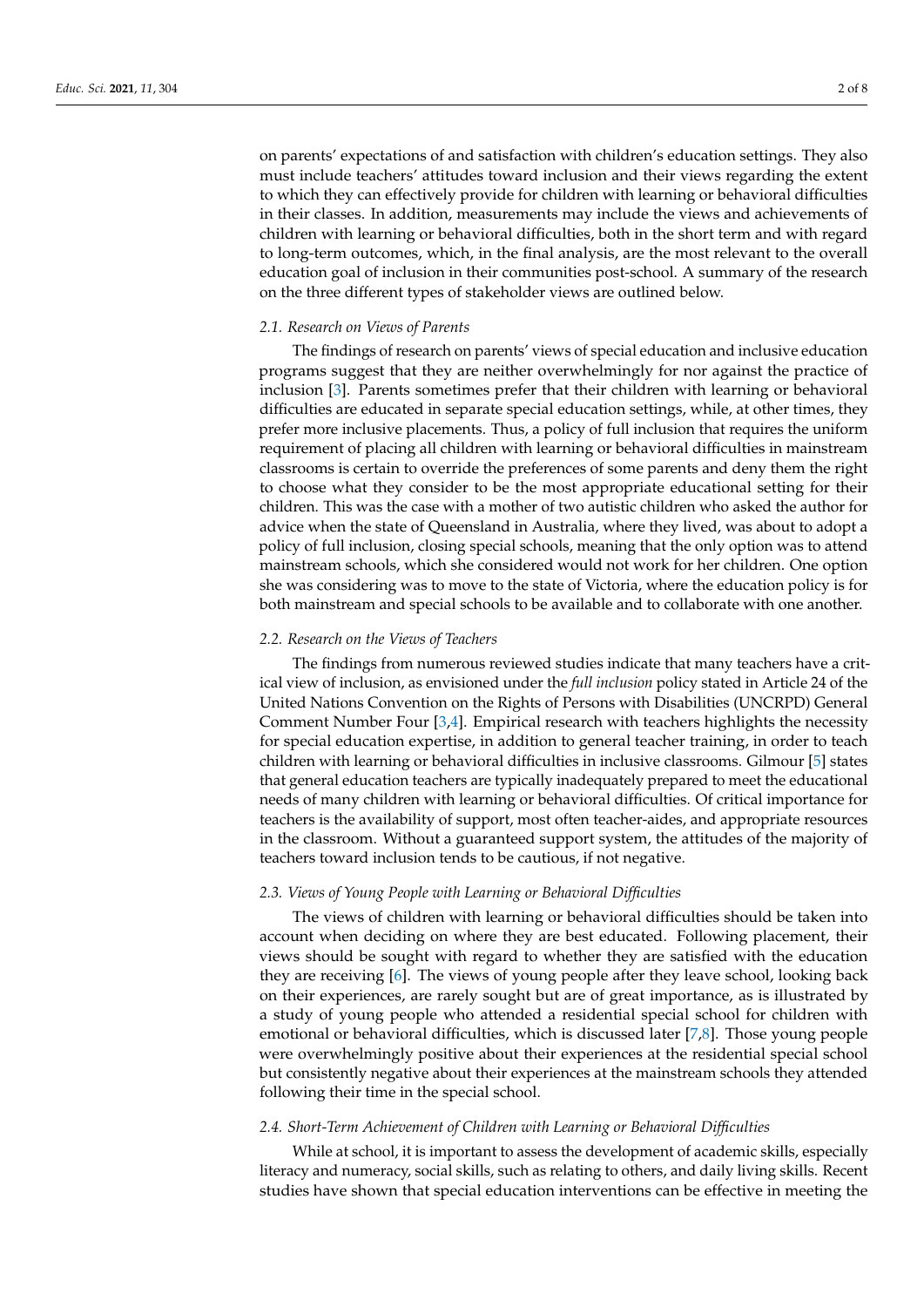on parents' expectations of and satisfaction with children's education settings. They also must include teachers' attitudes toward inclusion and their views regarding the extent to which they can effectively provide for children with learning or behavioral difficulties in their classes. In addition, measurements may include the views and achievements of children with learning or behavioral difficulties, both in the short term and with regard to long-term outcomes, which, in the final analysis, are the most relevant to the overall education goal of inclusion in their communities post-school. A summary of the research on the three different types of stakeholder views are outlined below.

### *2.1. Research on Views of Parents*

The findings of research on parents' views of special education and inclusive education programs suggest that they are neither overwhelmingly for nor against the practice of inclusion [3]. Parents sometimes prefer that their children with learning or behavioral difficulties are educated in separate special education settings, while, at other times, they prefer more inclusive placements. Thus, a policy of full inclusion that requires the uniform requirement of placing all children with learning or behavioral difficulties in mainstream classrooms is certain to override the preferences of some parents and deny them the right to choose what they consider to be the most appropriate educational setting for their children. This was the case with a mother of two autistic children who asked the author for advice when the state of Queensland in Australia, where they lived, was about to adopt a policy of full inclusion, closing special schools, meaning that the only option was to attend mainstream schools, which she considered would not work for her children. One option she was considering was to move to the state of Victoria, where the education policy is for both mainstream and special schools to be available and to collaborate with one another.

### *2.2. Research on the Views of Teachers*

The findings from numerous reviewed studies indicate that many teachers have a critical view of inclusion, as envisioned under the *full inclusion* policy stated in Article 24 of the United Nations Convention on the Rights of Persons with Disabilities (UNCRPD) General Comment Number Four [3,4]. Empirical research with teachers highlights the necessity for special education expertise, in addition to general teacher training, in order to teach children with learning or behavioral difficulties in inclusive classrooms. Gilmour [5] states that general education teachers are typically inadequately prepared to meet the educational needs of many children with learning or behavioral difficulties. Of critical importance for teachers is the availability of support, most often teacher-aides, and appropriate resources in the classroom. Without a guaranteed support system, the attitudes of the majority of teachers toward inclusion tends to be cautious, if not negative.

### *2.3. Views of Young People with Learning or Behavioral Difficulties*

The views of children with learning or behavioral difficulties should be taken into account when deciding on where they are best educated. Following placement, their views should be sought with regard to whether they are satisfied with the education they are receiving [6]. The views of young people after they leave school, looking back on their experiences, are rarely sought but are of great importance, as is illustrated by a study of young people who attended a residential special school for children with emotional or behavioral difficulties, which is discussed later [7,8]. Those young people were overwhelmingly positive about their experiences at the residential special school but consistently negative about their experiences at the mainstream schools they attended following their time in the special school.

### *2.4. Short-Term Achievement of Children with Learning or Behavioral Difficulties*

While at school, it is important to assess the development of academic skills, especially literacy and numeracy, social skills, such as relating to others, and daily living skills. Recent studies have shown that special education interventions can be effective in meeting the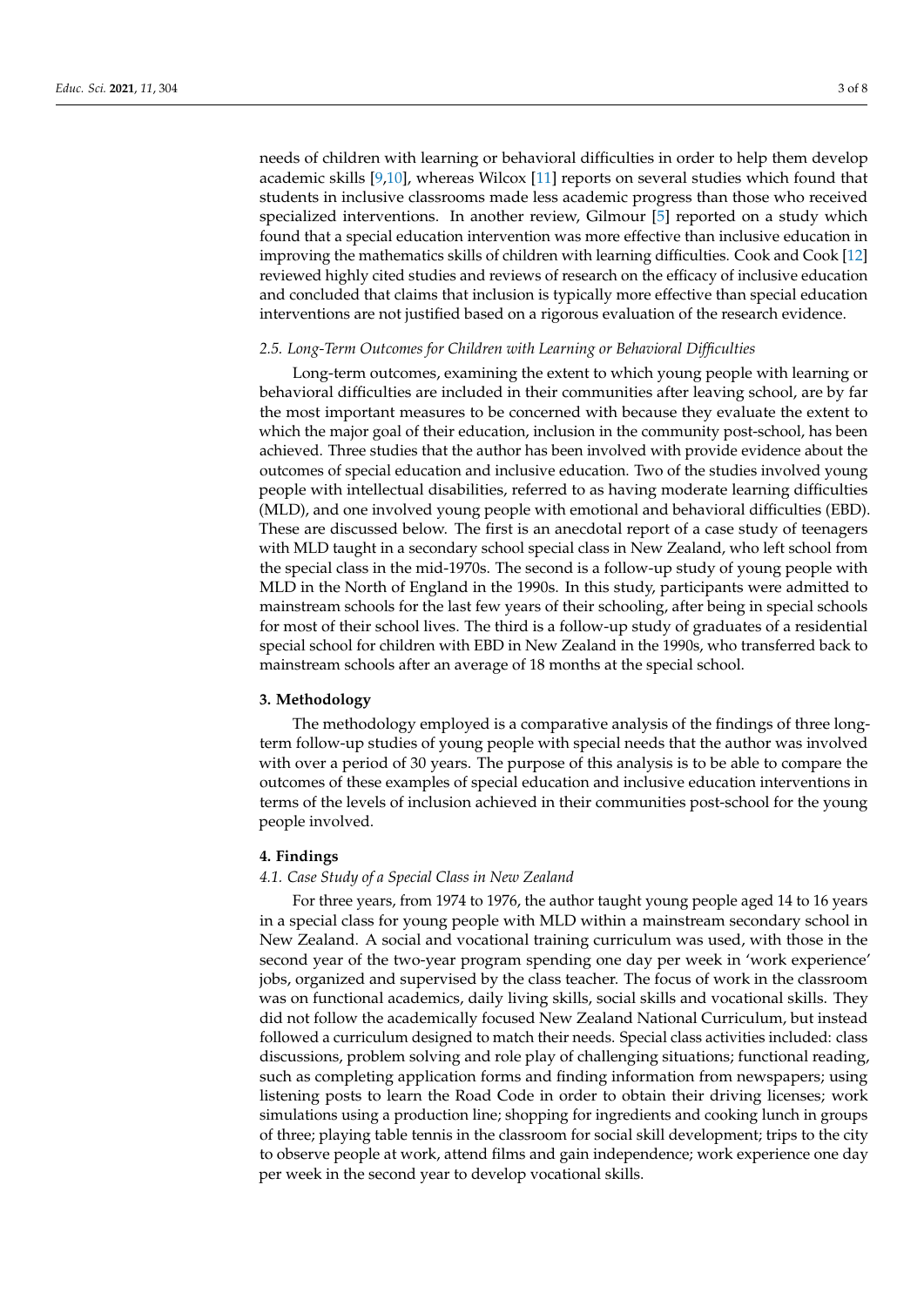needs of children with learning or behavioral difficulties in order to help them develop academic skills [9,10], whereas Wilcox [11] reports on several studies which found that students in inclusive classrooms made less academic progress than those who received specialized interventions. In another review, Gilmour [5] reported on a study which found that a special education intervention was more effective than inclusive education in improving the mathematics skills of children with learning difficulties. Cook and Cook [12] reviewed highly cited studies and reviews of research on the efficacy of inclusive education and concluded that claims that inclusion is typically more effective than special education interventions are not justified based on a rigorous evaluation of the research evidence.

### *2.5. Long-Term Outcomes for Children with Learning or Behavioral Difficulties*

Long-term outcomes, examining the extent to which young people with learning or behavioral difficulties are included in their communities after leaving school, are by far the most important measures to be concerned with because they evaluate the extent to which the major goal of their education, inclusion in the community post-school, has been achieved. Three studies that the author has been involved with provide evidence about the outcomes of special education and inclusive education. Two of the studies involved young people with intellectual disabilities, referred to as having moderate learning difficulties (MLD), and one involved young people with emotional and behavioral difficulties (EBD). These are discussed below. The first is an anecdotal report of a case study of teenagers with MLD taught in a secondary school special class in New Zealand, who left school from the special class in the mid-1970s. The second is a follow-up study of young people with MLD in the North of England in the 1990s. In this study, participants were admitted to mainstream schools for the last few years of their schooling, after being in special schools for most of their school lives. The third is a follow-up study of graduates of a residential special school for children with EBD in New Zealand in the 1990s, who transferred back to mainstream schools after an average of 18 months at the special school.

## 3. Methodology

The methodology employed is a comparative analysis of the findings of three long-term follow-up studies of young people with special needs that the author was involved with over a period of 30 years. The purpose of this analysis is to be able to compare the outcomes of these examples of special education and inclusive education interventions in terms of the levels of inclusion achieved in their communities post-school for the young people involved.

## 4. Findings

### *4.1. Case Study of a Special Class in New Zealand*

For three years, from 1974 to 1976, the author taught young people aged 14 to 16 years in a special class for young people with MLD within a mainstream secondary school in New Zealand. A social and vocational training curriculum was used, with those in the second year of the two-year program spending one day per week in 'work experience' jobs, organized and supervised by the class teacher. The focus of work in the classroom was on functional academics, daily living skills, social skills and vocational skills. They did not follow the academically focused New Zealand National Curriculum, but instead followed a curriculum designed to match their needs. Special class activities included: class discussions, problem solving and role play of challenging situations; functional reading, such as completing application forms and finding information from newspapers; using listening posts to learn the Road Code in order to obtain their driving licenses; work simulations using a production line; shopping for ingredients and cooking lunch in groups of three; playing table tennis in the classroom for social skill development; trips to the city to observe people at work, attend films and gain independence; work experience one day per week in the second year to develop vocational skills.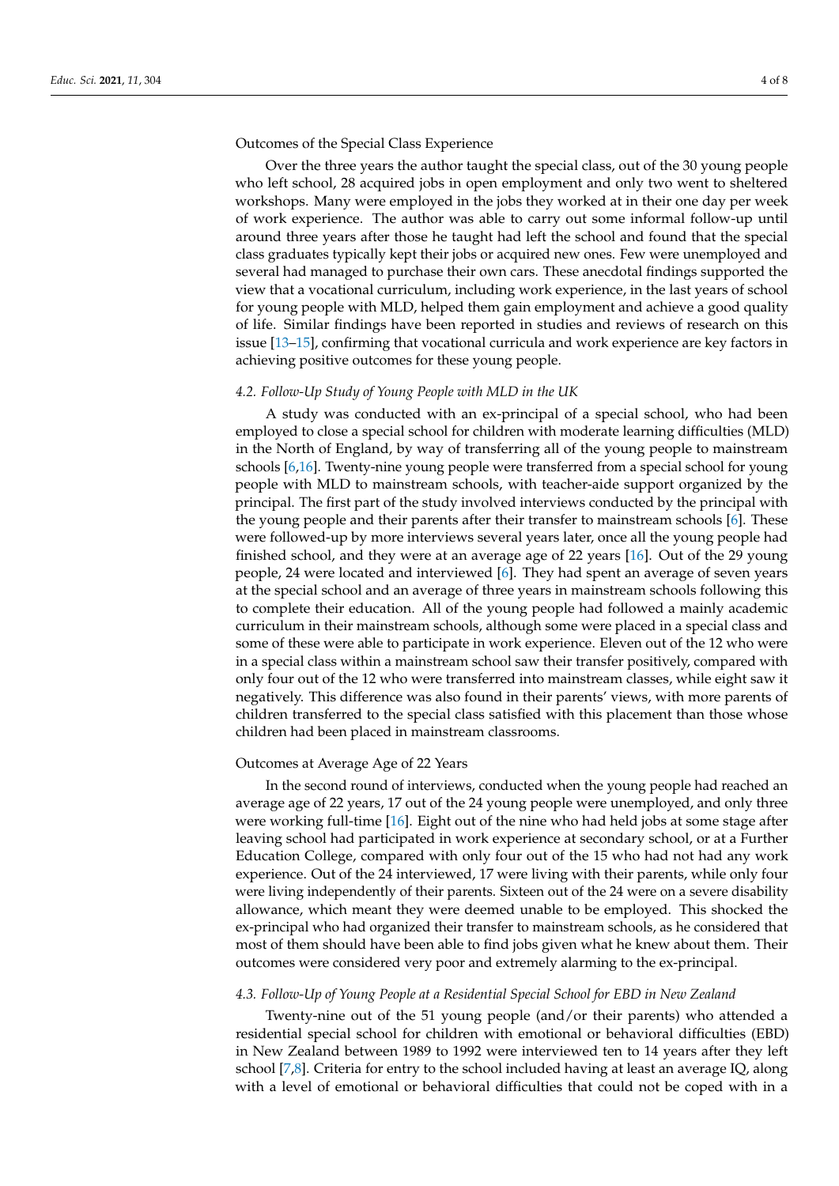Outcomes of the Special Class Experience

Over the three years the author taught the special class, out of the 30 young people who left school, 28 acquired jobs in open employment and only two went to sheltered workshops. Many were employed in the jobs they worked at in their one day per week of work experience. The author was able to carry out some informal follow-up until around three years after those he taught had left the school and found that the special class graduates typically kept their jobs or acquired new ones. Few were unemployed and several had managed to purchase their own cars. These anecdotal findings supported the view that a vocational curriculum, including work experience, in the last years of school for young people with MLD, helped them gain employment and achieve a good quality of life. Similar findings have been reported in studies and reviews of research on this issue [13–15], confirming that vocational curricula and work experience are key factors in achieving positive outcomes for these young people.

### *4.2. Follow-Up Study of Young People with MLD in the UK*

A study was conducted with an ex-principal of a special school, who had been employed to close a special school for children with moderate learning difficulties (MLD) in the North of England, by way of transferring all of the young people to mainstream schools [6,16]. Twenty-nine young people were transferred from a special school for young people with MLD to mainstream schools, with teacher-aide support organized by the principal. The first part of the study involved interviews conducted by the principal with the young people and their parents after their transfer to mainstream schools [6]. These were followed-up by more interviews several years later, once all the young people had finished school, and they were at an average age of 22 years [16]. Out of the 29 young people, 24 were located and interviewed [6]. They had spent an average of seven years at the special school and an average of three years in mainstream schools following this to complete their education. All of the young people had followed a mainly academic curriculum in their mainstream schools, although some were placed in a special class and some of these were able to participate in work experience. Eleven out of the 12 who were in a special class within a mainstream school saw their transfer positively, compared with only four out of the 12 who were transferred into mainstream classes, while eight saw it negatively. This difference was also found in their parents' views, with more parents of children transferred to the special class satisfied with this placement than those whose children had been placed in mainstream classrooms.

Outcomes at Average Age of 22 Years

In the second round of interviews, conducted when the young people had reached an average age of 22 years, 17 out of the 24 young people were unemployed, and only three were working full-time [16]. Eight out of the nine who had held jobs at some stage after leaving school had participated in work experience at secondary school, or at a Further Education College, compared with only four out of the 15 who had not had any work experience. Out of the 24 interviewed, 17 were living with their parents, while only four were living independently of their parents. Sixteen out of the 24 were on a severe disability allowance, which meant they were deemed unable to be employed. This shocked the ex-principal who had organized their transfer to mainstream schools, as he considered that most of them should have been able to find jobs given what he knew about them. Their outcomes were considered very poor and extremely alarming to the ex-principal.

### *4.3. Follow-Up of Young People at a Residential Special School for EBD in New Zealand*

Twenty-nine out of the 51 young people (and/or their parents) who attended a residential special school for children with emotional or behavioral difficulties (EBD) in New Zealand between 1989 to 1992 were interviewed ten to 14 years after they left school [7,8]. Criteria for entry to the school included having at least an average IQ, along with a level of emotional or behavioral difficulties that could not be coped with in a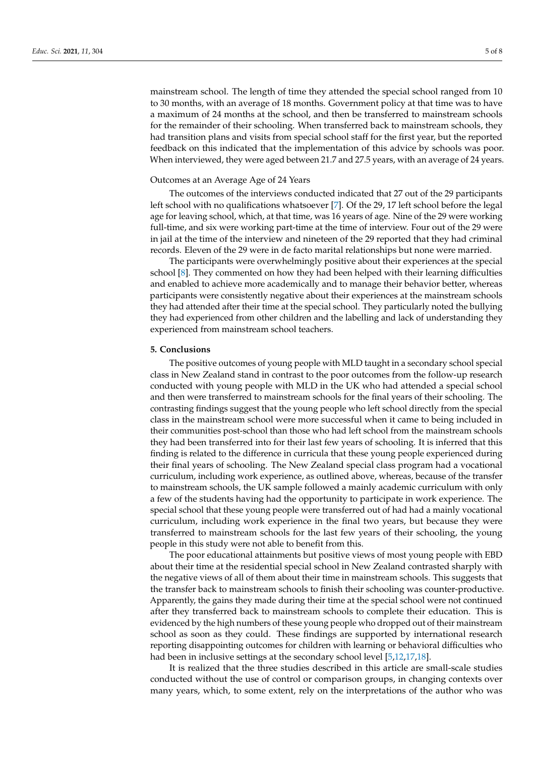mainstream school. The length of time they attended the special school ranged from 10 to 30 months, with an average of 18 months. Government policy at that time was to have a maximum of 24 months at the school, and then be transferred to mainstream schools for the remainder of their schooling. When transferred back to mainstream schools, they had transition plans and visits from special school staff for the first year, but the reported feedback on this indicated that the implementation of this advice by schools was poor. When interviewed, they were aged between 21.7 and 27.5 years, with an average of 24 years.

Outcomes at an Average Age of 24 Years

The outcomes of the interviews conducted indicated that 27 out of the 29 participants left school with no qualifications whatsoever [7]. Of the 29, 17 left school before the legal age for leaving school, which, at that time, was 16 years of age. Nine of the 29 were working full-time, and six were working part-time at the time of interview. Four out of the 29 were in jail at the time of the interview and nineteen of the 29 reported that they had criminal records. Eleven of the 29 were in de facto marital relationships but none were married.

The participants were overwhelmingly positive about their experiences at the special school [8]. They commented on how they had been helped with their learning difficulties and enabled to achieve more academically and to manage their behavior better, whereas participants were consistently negative about their experiences at the mainstream schools they had attended after their time at the special school. They particularly noted the bullying they had experienced from other children and the labelling and lack of understanding they experienced from mainstream school teachers.

## 5. Conclusions

The positive outcomes of young people with MLD taught in a secondary school special class in New Zealand stand in contrast to the poor outcomes from the follow-up research conducted with young people with MLD in the UK who had attended a special school and then were transferred to mainstream schools for the final years of their schooling. The contrasting findings suggest that the young people who left school directly from the special class in the mainstream school were more successful when it came to being included in their communities post-school than those who had left school from the mainstream schools they had been transferred into for their last few years of schooling. It is inferred that this finding is related to the difference in curricula that these young people experienced during their final years of schooling. The New Zealand special class program had a vocational curriculum, including work experience, as outlined above, whereas, because of the transfer to mainstream schools, the UK sample followed a mainly academic curriculum with only a few of the students having had the opportunity to participate in work experience. The special school that these young people were transferred out of had had a mainly vocational curriculum, including work experience in the final two years, but because they were transferred to mainstream schools for the last few years of their schooling, the young people in this study were not able to benefit from this.

The poor educational attainments but positive views of most young people with EBD about their time at the residential special school in New Zealand contrasted sharply with the negative views of all of them about their time in mainstream schools. This suggests that the transfer back to mainstream schools to finish their schooling was counter-productive. Apparently, the gains they made during their time at the special school were not continued after they transferred back to mainstream schools to complete their education. This is evidenced by the high numbers of these young people who dropped out of their mainstream school as soon as they could. These findings are supported by international research reporting disappointing outcomes for children with learning or behavioral difficulties who had been in inclusive settings at the secondary school level [5,12,17,18].

It is realized that the three studies described in this article are small-scale studies conducted without the use of control or comparison groups, in changing contexts over many years, which, to some extent, rely on the interpretations of the author who was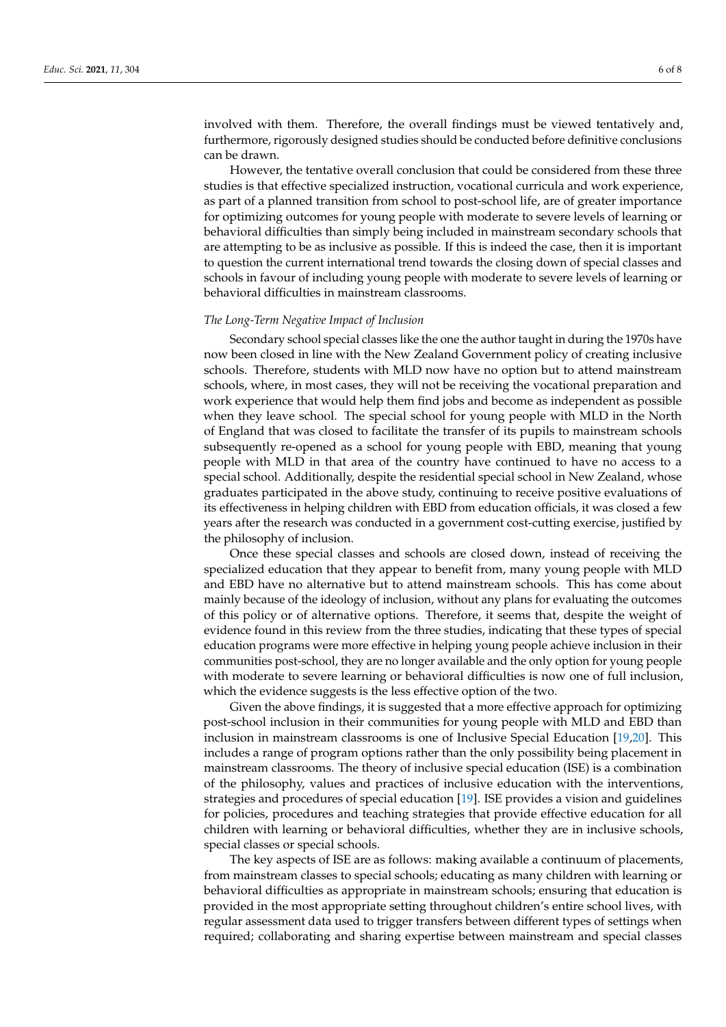involved with them. Therefore, the overall findings must be viewed tentatively and, furthermore, rigorously designed studies should be conducted before definitive conclusions can be drawn.

However, the tentative overall conclusion that could be considered from these three studies is that effective specialized instruction, vocational curricula and work experience, as part of a planned transition from school to post-school life, are of greater importance for optimizing outcomes for young people with moderate to severe levels of learning or behavioral difficulties than simply being included in mainstream secondary schools that are attempting to be as inclusive as possible. If this is indeed the case, then it is important to question the current international trend towards the closing down of special classes and schools in favour of including young people with moderate to severe levels of learning or behavioral difficulties in mainstream classrooms.

*The Long-Term Negative Impact of Inclusion*

Secondary school special classes like the one the author taught in during the 1970s have now been closed in line with the New Zealand Government policy of creating inclusive schools. Therefore, students with MLD now have no option but to attend mainstream schools, where, in most cases, they will not be receiving the vocational preparation and work experience that would help them find jobs and become as independent as possible when they leave school. The special school for young people with MLD in the North of England that was closed to facilitate the transfer of its pupils to mainstream schools subsequently re-opened as a school for young people with EBD, meaning that young people with MLD in that area of the country have continued to have no access to a special school. Additionally, despite the residential special school in New Zealand, whose graduates participated in the above study, continuing to receive positive evaluations of its effectiveness in helping children with EBD from education officials, it was closed a few years after the research was conducted in a government cost-cutting exercise, justified by the philosophy of inclusion.

Once these special classes and schools are closed down, instead of receiving the specialized education that they appear to benefit from, many young people with MLD and EBD have no alternative but to attend mainstream schools. This has come about mainly because of the ideology of inclusion, without any plans for evaluating the outcomes of this policy or of alternative options. Therefore, it seems that, despite the weight of evidence found in this review from the three studies, indicating that these types of special education programs were more effective in helping young people achieve inclusion in their communities post-school, they are no longer available and the only option for young people with moderate to severe learning or behavioral difficulties is now one of full inclusion, which the evidence suggests is the less effective option of the two.

Given the above findings, it is suggested that a more effective approach for optimizing post-school inclusion in their communities for young people with MLD and EBD than inclusion in mainstream classrooms is one of Inclusive Special Education [19,20]. This includes a range of program options rather than the only possibility being placement in mainstream classrooms. The theory of inclusive special education (ISE) is a combination of the philosophy, values and practices of inclusive education with the interventions, strategies and procedures of special education [19]. ISE provides a vision and guidelines for policies, procedures and teaching strategies that provide effective education for all children with learning or behavioral difficulties, whether they are in inclusive schools, special classes or special schools.

The key aspects of ISE are as follows: making available a continuum of placements, from mainstream classes to special schools; educating as many children with learning or behavioral difficulties as appropriate in mainstream schools; ensuring that education is provided in the most appropriate setting throughout children's entire school lives, with regular assessment data used to trigger transfers between different types of settings when required; collaborating and sharing expertise between mainstream and special classes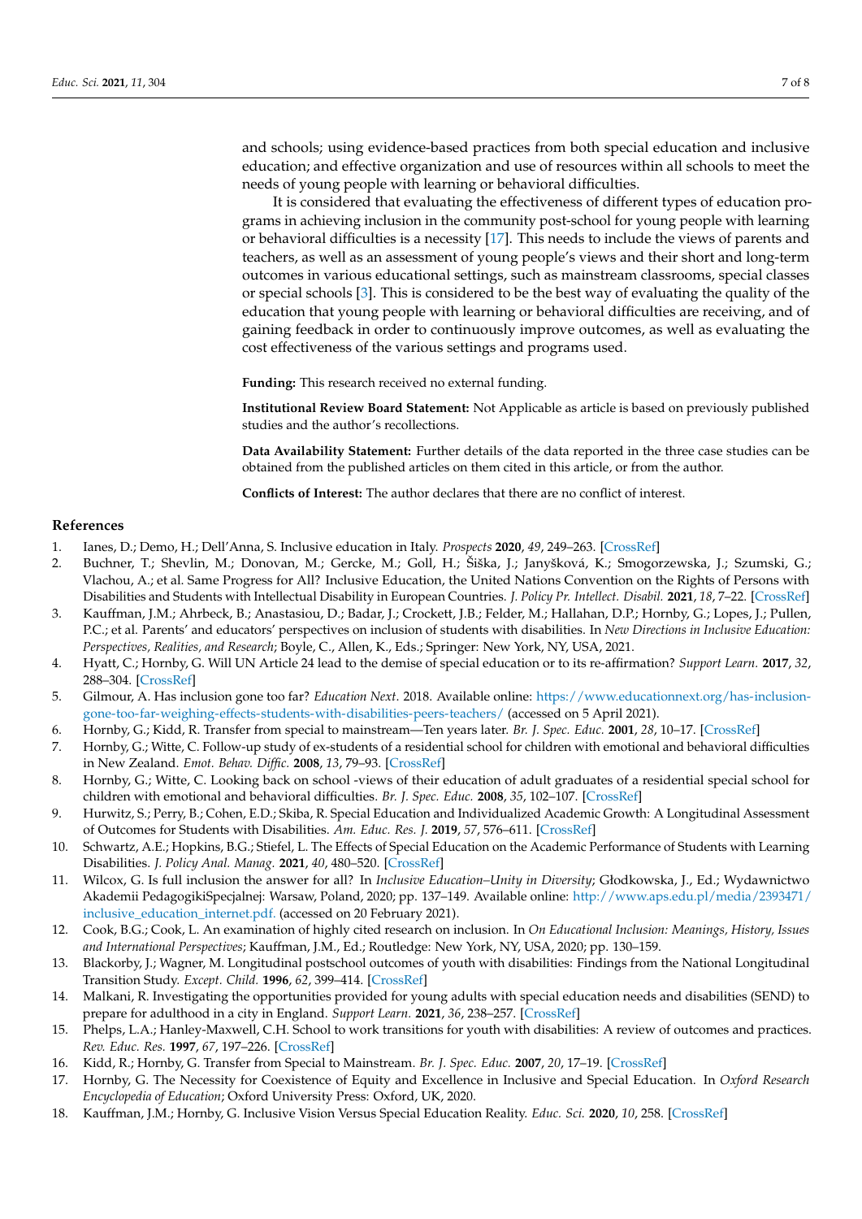and schools; using evidence-based practices from both special education and inclusive education; and effective organization and use of resources within all schools to meet the needs of young people with learning or behavioral difficulties.

It is considered that evaluating the effectiveness of different types of education programs in achieving inclusion in the community post-school for young people with learning or behavioral difficulties is a necessity [17]. This needs to include the views of parents and teachers, as well as an assessment of young people's views and their short and long-term outcomes in various educational settings, such as mainstream classrooms, special classes or special schools [3]. This is considered to be the best way of evaluating the quality of the education that young people with learning or behavioral difficulties are receiving, and of gaining feedback in order to continuously improve outcomes, as well as evaluating the cost effectiveness of the various settings and programs used.

**Funding:** This research received no external funding.

**Institutional Review Board Statement:** Not Applicable as article is based on previously published studies and the author's recollections.

**Data Availability Statement:** Further details of the data reported in the three case studies can be obtained from the published articles on them cited in this article, or from the author.

**Conflicts of Interest:** The author declares that there are no conflict of interest.

## References

1. Ianes, D.; Demo, H.; Dell'Anna, S. Inclusive education in Italy. *Prospects* **2020**, *49*, 249–263. [CrossRef]
2. Buchner, T.; Shevlin, M.; Donovan, M.; Gercke, M.; Goll, H.; Šiška, J.; Janyšková, K.; Smogorzewska, J.; Szumski, G.; Vlachou, A.; et al. Same Progress for All? Inclusive Education, the United Nations Convention on the Rights of Persons with Disabilities and Students with Intellectual Disability in European Countries. *J. Policy Pr. Intellect. Disabil.* **2021**, *18*, 7–22. [CrossRef]
3. Kauffman, J.M.; Ahrbeck, B.; Anastasiou, D.; Badar, J.; Crockett, J.B.; Felder, M.; Hallahan, D.P.; Hornby, G.; Lopes, J.; Pullen, P.C.; et al. Parents' and educators' perspectives on inclusion of students with disabilities. In *New Directions in Inclusive Education: Perspectives, Realities, and Research*; Boyle, C., Allen, K., Eds.; Springer: New York, NY, USA, 2021.
4. Hyatt, C.; Hornby, G. Will UN Article 24 lead to the demise of special education or to its re-affirmation? *Support Learn.* **2017**, *32*, 288–304. [CrossRef]
5. Gilmour, A. Has inclusion gone too far? *Education Next.* 2018. Available online: https://www.educationnext.org/has-inclusion-gone-too-far-weighing-effects-students-with-disabilities-peers-teachers/ (accessed on 5 April 2021).
6. Hornby, G.; Kidd, R. Transfer from special to mainstream—Ten years later. *Br. J. Spec. Educ.* **2001**, *28*, 10–17. [CrossRef]
7. Hornby, G.; Witte, C. Follow-up study of ex-students of a residential school for children with emotional and behavioral difficulties in New Zealand. *Emot. Behav. Diffic.* **2008**, *13*, 79–93. [CrossRef]
8. Hornby, G.; Witte, C. Looking back on school -views of their education of adult graduates of a residential special school for children with emotional and behavioral difficulties. *Br. J. Spec. Educ.* **2008**, *35*, 102–107. [CrossRef]
9. Hurwitz, S.; Perry, B.; Cohen, E.D.; Skiba, R. Special Education and Individualized Academic Growth: A Longitudinal Assessment of Outcomes for Students with Disabilities. *Am. Educ. Res. J.* **2019**, *57*, 576–611. [CrossRef]
10. Schwartz, A.E.; Hopkins, B.G.; Stiefel, L. The Effects of Special Education on the Academic Performance of Students with Learning Disabilities. *J. Policy Anal. Manag.* **2021**, *40*, 480–520. [CrossRef]
11. Wilcox, G. Is full inclusion the answer for all? In *Inclusive Education–Unity in Diversity*; Głodkowska, J., Ed.; Wydawnictwo Akademii PedagogikiSpecjalnej: Warsaw, Poland, 2020; pp. 137–149. Available online: http://www.aps.edu.pl/media/2393471/inclusive_education_internet.pdf. (accessed on 20 February 2021).
12. Cook, B.G.; Cook, L. An examination of highly cited research on inclusion. In *On Educational Inclusion: Meanings, History, Issues and International Perspectives*; Kauffman, J.M., Ed.; Routledge: New York, NY, USA, 2020; pp. 130–159.
13. Blackorby, J.; Wagner, M. Longitudinal postschool outcomes of youth with disabilities: Findings from the National Longitudinal Transition Study. *Except. Child.* **1996**, *62*, 399–414. [CrossRef]
14. Malkani, R. Investigating the opportunities provided for young adults with special education needs and disabilities (SEND) to prepare for adulthood in a city in England. *Support Learn.* **2021**, *36*, 238–257. [CrossRef]
15. Phelps, L.A.; Hanley-Maxwell, C.H. School to work transitions for youth with disabilities: A review of outcomes and practices. *Rev. Educ. Res.* **1997**, *67*, 197–226. [CrossRef]
16. Kidd, R.; Hornby, G. Transfer from Special to Mainstream. *Br. J. Spec. Educ.* **2007**, *20*, 17–19. [CrossRef]
17. Hornby, G. The Necessity for Coexistence of Equity and Excellence in Inclusive and Special Education. In *Oxford Research Encyclopedia of Education*; Oxford University Press: Oxford, UK, 2020.
18. Kauffman, J.M.; Hornby, G. Inclusive Vision Versus Special Education Reality. *Educ. Sci.* **2020**, *10*, 258. [CrossRef]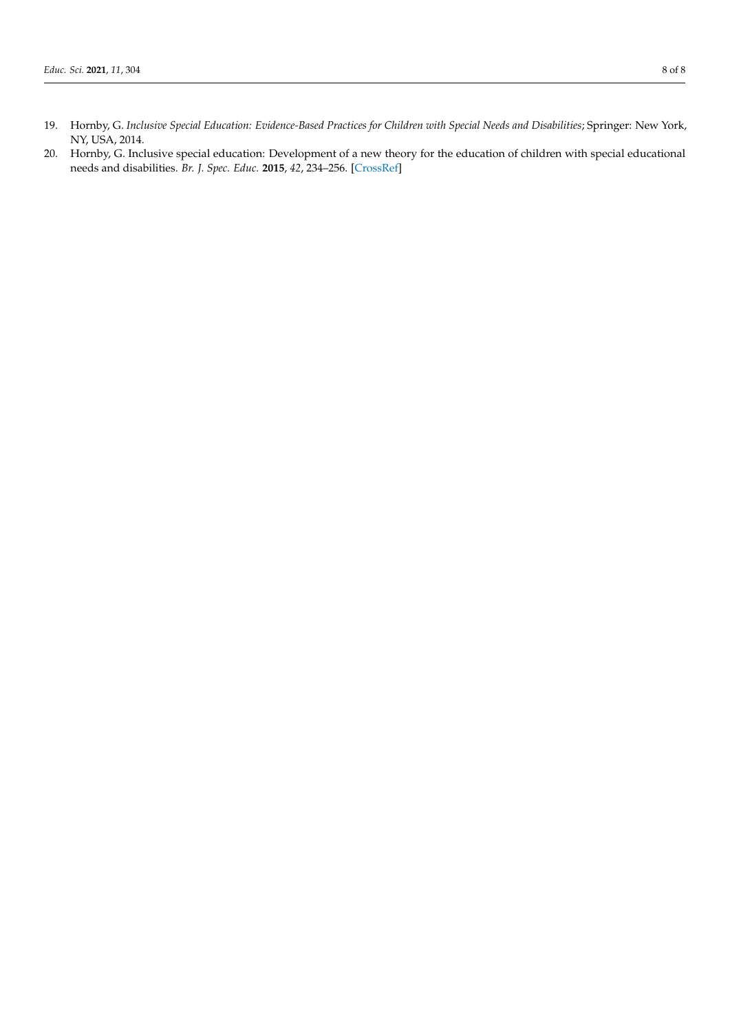19. Hornby, G. *Inclusive Special Education: Evidence-Based Practices for Children with Special Needs and Disabilities*; Springer: New York, NY, USA, 2014.
20. Hornby, G. Inclusive special education: Development of a new theory for the education of children with special educational needs and disabilities. *Br. J. Spec. Educ.* **2015**, *42*, 234–256. [CrossRef]